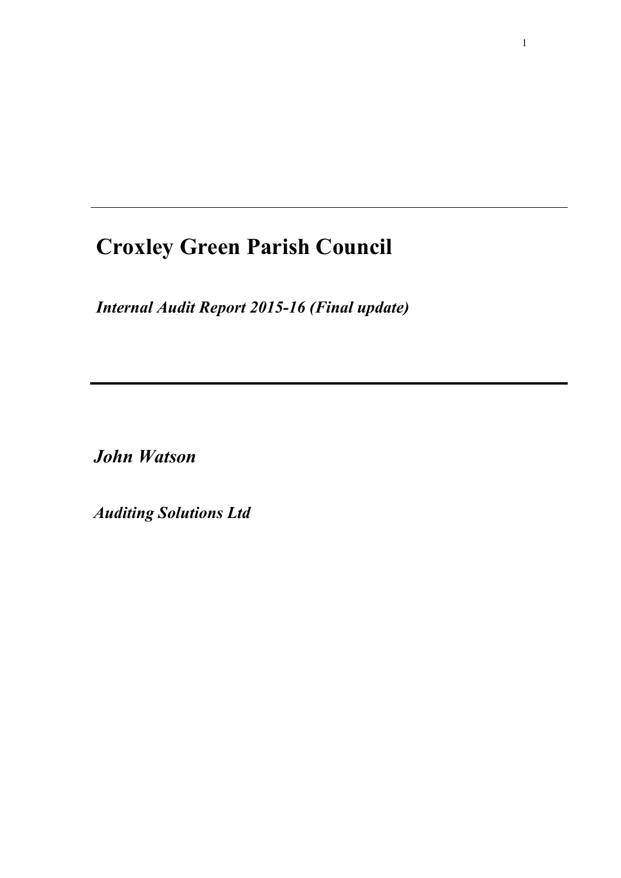# Croxley Green Parish Council

***Internal Audit Report 2015-16 (Final update)***

***John Watson***

***Auditing Solutions Ltd***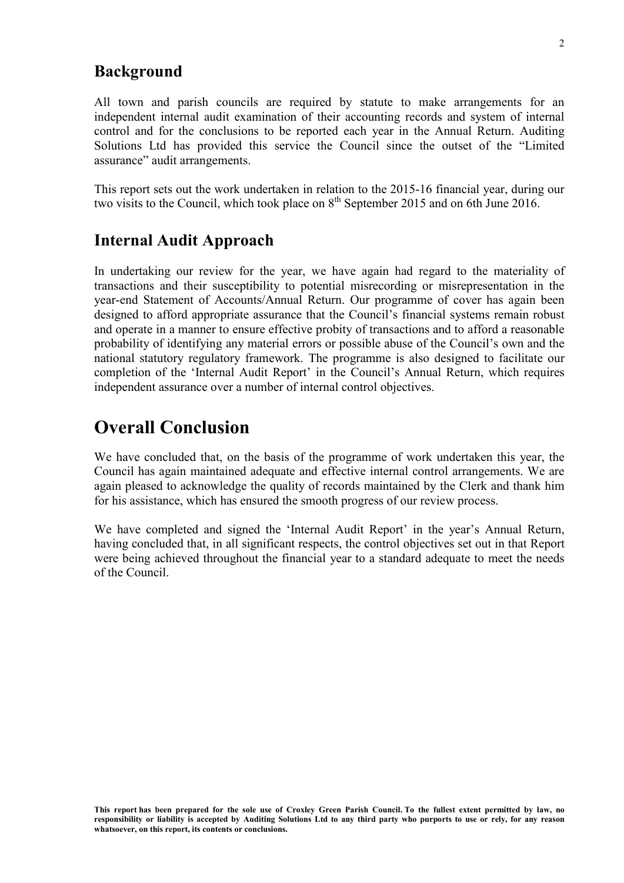## Background

All town and parish councils are required by statute to make arrangements for an independent internal audit examination of their accounting records and system of internal control and for the conclusions to be reported each year in the Annual Return. Auditing Solutions Ltd has provided this service the Council since the outset of the "Limited assurance" audit arrangements.

This report sets out the work undertaken in relation to the 2015-16 financial year, during our two visits to the Council, which took place on 8th September 2015 and on 6th June 2016.

## Internal Audit Approach

In undertaking our review for the year, we have again had regard to the materiality of transactions and their susceptibility to potential misrecording or misrepresentation in the year-end Statement of Accounts/Annual Return. Our programme of cover has again been designed to afford appropriate assurance that the Council's financial systems remain robust and operate in a manner to ensure effective probity of transactions and to afford a reasonable probability of identifying any material errors or possible abuse of the Council's own and the national statutory regulatory framework. The programme is also designed to facilitate our completion of the 'Internal Audit Report' in the Council's Annual Return, which requires independent assurance over a number of internal control objectives.

# Overall Conclusion

We have concluded that, on the basis of the programme of work undertaken this year, the Council has again maintained adequate and effective internal control arrangements. We are again pleased to acknowledge the quality of records maintained by the Clerk and thank him for his assistance, which has ensured the smooth progress of our review process.

We have completed and signed the 'Internal Audit Report' in the year's Annual Return, having concluded that, in all significant respects, the control objectives set out in that Report were being achieved throughout the financial year to a standard adequate to meet the needs of the Council.

**This report has been prepared for the sole use of Croxley Green Parish Council. To the fullest extent permitted by law, no responsibility or liability is accepted by Auditing Solutions Ltd to any third party who purports to use or rely, for any reason whatsoever, on this report, its contents or conclusions.**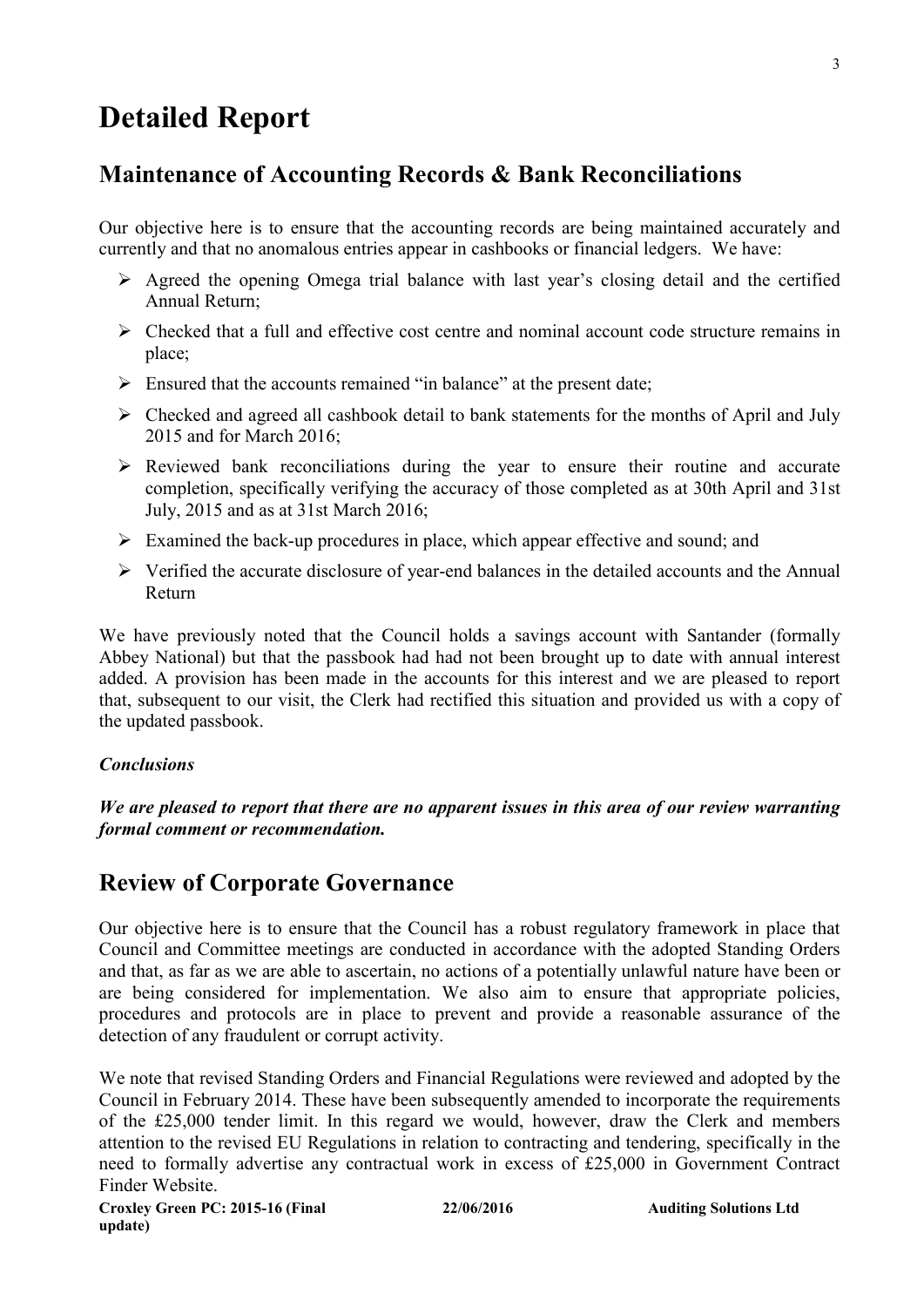# Detailed Report

## Maintenance of Accounting Records & Bank Reconciliations

Our objective here is to ensure that the accounting records are being maintained accurately and currently and that no anomalous entries appear in cashbooks or financial ledgers. We have:

- Agreed the opening Omega trial balance with last year's closing detail and the certified Annual Return;
- Checked that a full and effective cost centre and nominal account code structure remains in place;
- Ensured that the accounts remained "in balance" at the present date;
- Checked and agreed all cashbook detail to bank statements for the months of April and July 2015 and for March 2016;
- Reviewed bank reconciliations during the year to ensure their routine and accurate completion, specifically verifying the accuracy of those completed as at 30th April and 31st July, 2015 and as at 31st March 2016;
- Examined the back-up procedures in place, which appear effective and sound; and
- Verified the accurate disclosure of year-end balances in the detailed accounts and the Annual Return

We have previously noted that the Council holds a savings account with Santander (formally Abbey National) but that the passbook had had not been brought up to date with annual interest added. A provision has been made in the accounts for this interest and we are pleased to report that, subsequent to our visit, the Clerk had rectified this situation and provided us with a copy of the updated passbook.

***Conclusions***

***We are pleased to report that there are no apparent issues in this area of our review warranting formal comment or recommendation.***

## Review of Corporate Governance

Our objective here is to ensure that the Council has a robust regulatory framework in place that Council and Committee meetings are conducted in accordance with the adopted Standing Orders and that, as far as we are able to ascertain, no actions of a potentially unlawful nature have been or are being considered for implementation. We also aim to ensure that appropriate policies, procedures and protocols are in place to prevent and provide a reasonable assurance of the detection of any fraudulent or corrupt activity.

We note that revised Standing Orders and Financial Regulations were reviewed and adopted by the Council in February 2014. These have been subsequently amended to incorporate the requirements of the £25,000 tender limit. In this regard we would, however, draw the Clerk and members attention to the revised EU Regulations in relation to contracting and tendering, specifically in the need to formally advertise any contractual work in excess of £25,000 in Government Contract Finder Website.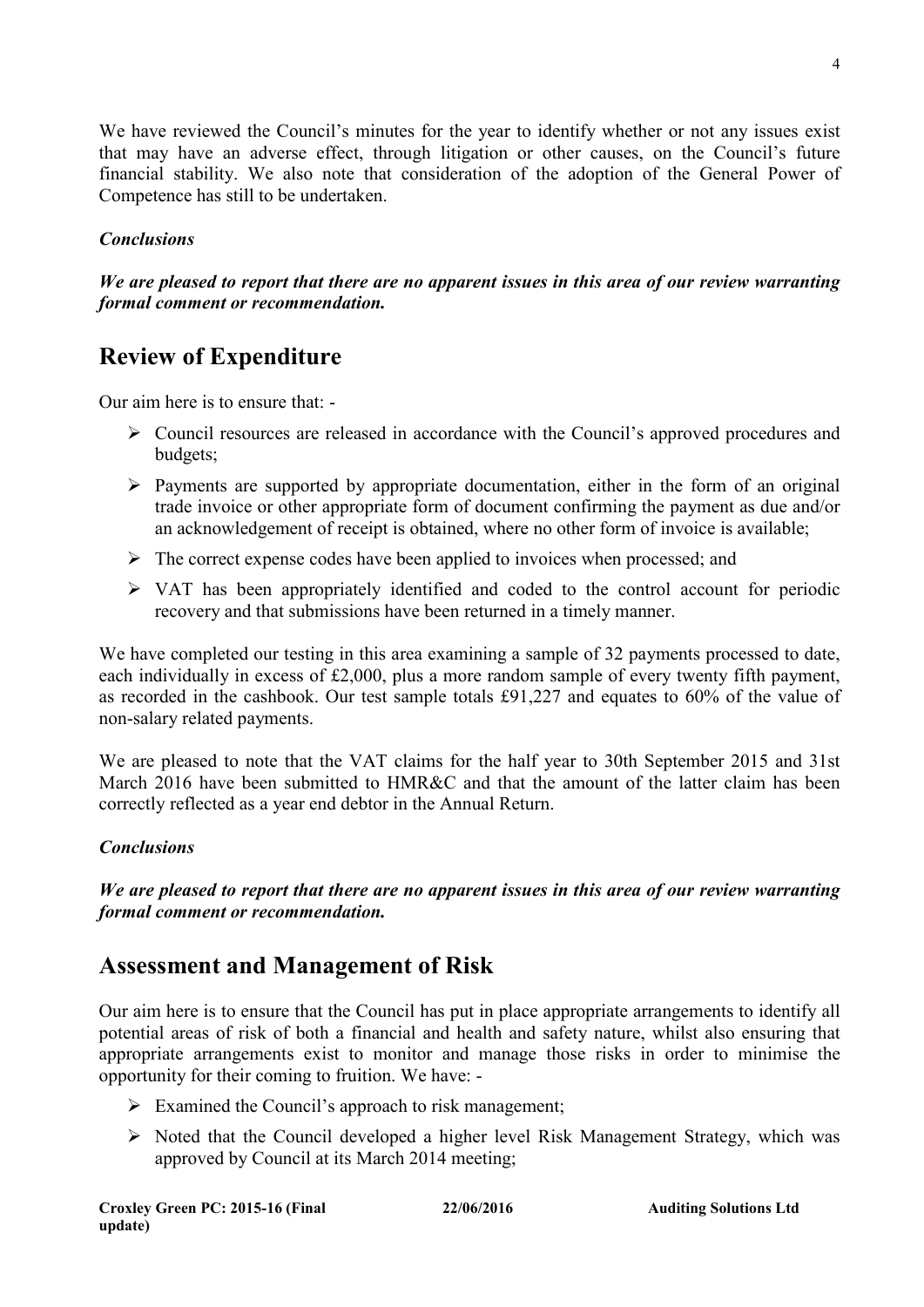We have reviewed the Council's minutes for the year to identify whether or not any issues exist that may have an adverse effect, through litigation or other causes, on the Council's future financial stability. We also note that consideration of the adoption of the General Power of Competence has still to be undertaken.

### *Conclusions*

***We are pleased to report that there are no apparent issues in this area of our review warranting formal comment or recommendation.***

## Review of Expenditure

Our aim here is to ensure that: -

- Council resources are released in accordance with the Council's approved procedures and budgets;
- Payments are supported by appropriate documentation, either in the form of an original trade invoice or other appropriate form of document confirming the payment as due and/or an acknowledgement of receipt is obtained, where no other form of invoice is available;
- The correct expense codes have been applied to invoices when processed; and
- VAT has been appropriately identified and coded to the control account for periodic recovery and that submissions have been returned in a timely manner.

We have completed our testing in this area examining a sample of 32 payments processed to date, each individually in excess of £2,000, plus a more random sample of every twenty fifth payment, as recorded in the cashbook. Our test sample totals £91,227 and equates to 60% of the value of non-salary related payments.

We are pleased to note that the VAT claims for the half year to 30th September 2015 and 31st March 2016 have been submitted to HMR&C and that the amount of the latter claim has been correctly reflected as a year end debtor in the Annual Return.

### *Conclusions*

***We are pleased to report that there are no apparent issues in this area of our review warranting formal comment or recommendation.***

## Assessment and Management of Risk

Our aim here is to ensure that the Council has put in place appropriate arrangements to identify all potential areas of risk of both a financial and health and safety nature, whilst also ensuring that appropriate arrangements exist to monitor and manage those risks in order to minimise the opportunity for their coming to fruition. We have: -

- Examined the Council's approach to risk management;
- Noted that the Council developed a higher level Risk Management Strategy, which was approved by Council at its March 2014 meeting;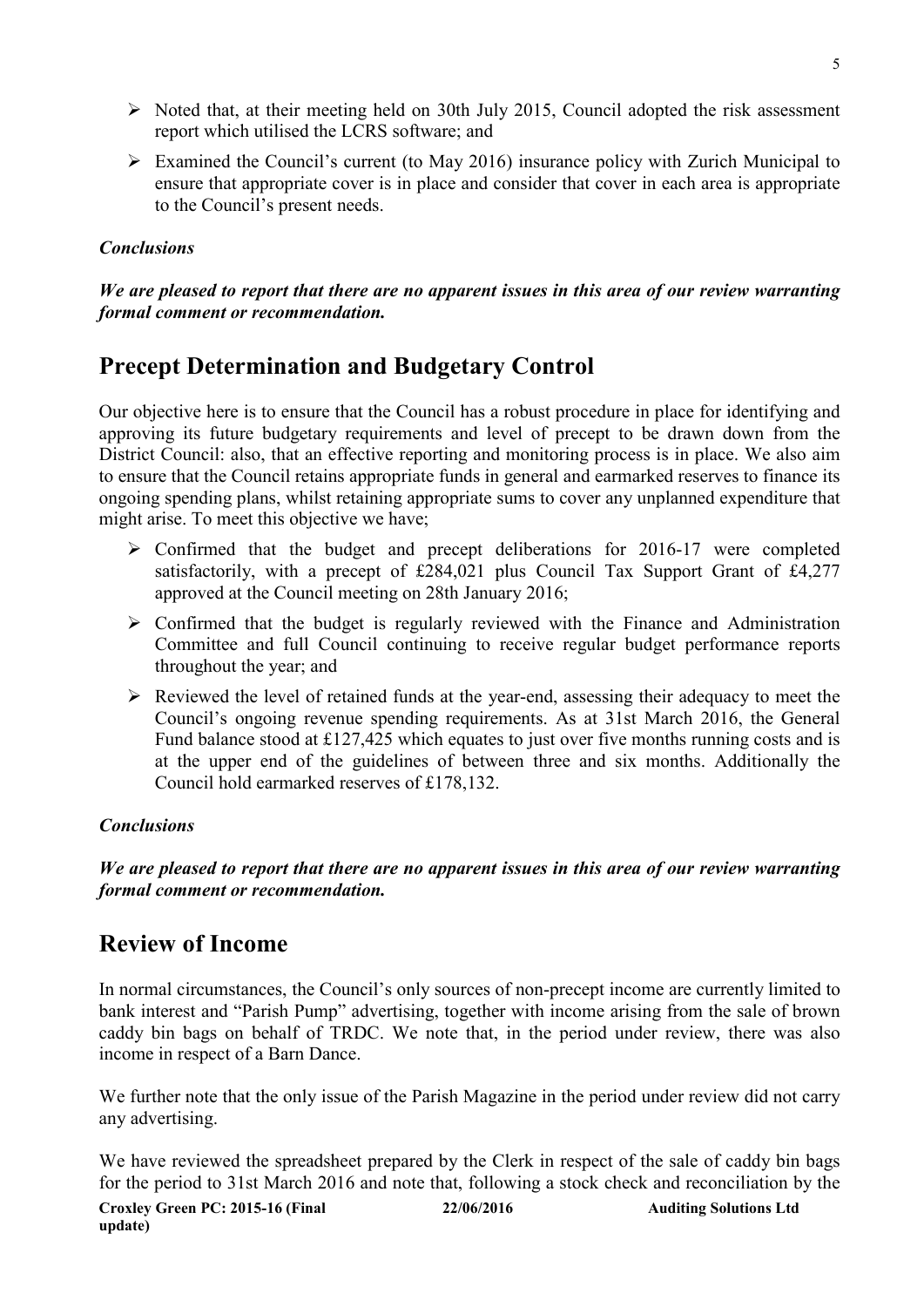- Noted that, at their meeting held on 30th July 2015, Council adopted the risk assessment report which utilised the LCRS software; and
- Examined the Council's current (to May 2016) insurance policy with Zurich Municipal to ensure that appropriate cover is in place and consider that cover in each area is appropriate to the Council's present needs.

***Conclusions***

***We are pleased to report that there are no apparent issues in this area of our review warranting formal comment or recommendation.***

## Precept Determination and Budgetary Control

Our objective here is to ensure that the Council has a robust procedure in place for identifying and approving its future budgetary requirements and level of precept to be drawn down from the District Council: also, that an effective reporting and monitoring process is in place. We also aim to ensure that the Council retains appropriate funds in general and earmarked reserves to finance its ongoing spending plans, whilst retaining appropriate sums to cover any unplanned expenditure that might arise. To meet this objective we have;

- Confirmed that the budget and precept deliberations for 2016-17 were completed satisfactorily, with a precept of £284,021 plus Council Tax Support Grant of £4,277 approved at the Council meeting on 28th January 2016;
- Confirmed that the budget is regularly reviewed with the Finance and Administration Committee and full Council continuing to receive regular budget performance reports throughout the year; and
- Reviewed the level of retained funds at the year-end, assessing their adequacy to meet the Council's ongoing revenue spending requirements. As at 31st March 2016, the General Fund balance stood at £127,425 which equates to just over five months running costs and is at the upper end of the guidelines of between three and six months. Additionally the Council hold earmarked reserves of £178,132.

***Conclusions***

***We are pleased to report that there are no apparent issues in this area of our review warranting formal comment or recommendation.***

## Review of Income

In normal circumstances, the Council's only sources of non-precept income are currently limited to bank interest and "Parish Pump" advertising, together with income arising from the sale of brown caddy bin bags on behalf of TRDC. We note that, in the period under review, there was also income in respect of a Barn Dance.

We further note that the only issue of the Parish Magazine in the period under review did not carry any advertising.

We have reviewed the spreadsheet prepared by the Clerk in respect of the sale of caddy bin bags for the period to 31st March 2016 and note that, following a stock check and reconciliation by the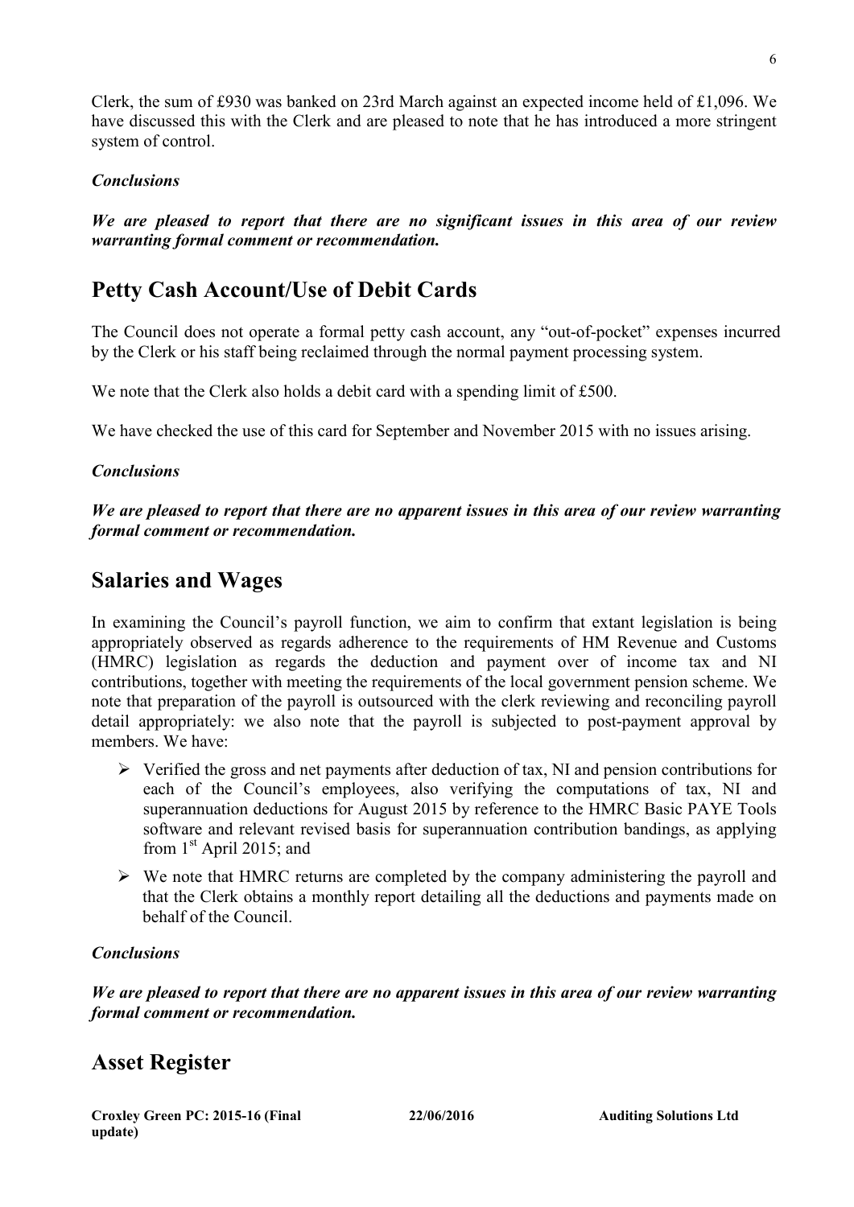Clerk, the sum of £930 was banked on 23rd March against an expected income held of £1,096. We have discussed this with the Clerk and are pleased to note that he has introduced a more stringent system of control.

***Conclusions***

***We are pleased to report that there are no significant issues in this area of our review warranting formal comment or recommendation.***

## Petty Cash Account/Use of Debit Cards

The Council does not operate a formal petty cash account, any "out-of-pocket" expenses incurred by the Clerk or his staff being reclaimed through the normal payment processing system.

We note that the Clerk also holds a debit card with a spending limit of £500.

We have checked the use of this card for September and November 2015 with no issues arising.

***Conclusions***

***We are pleased to report that there are no apparent issues in this area of our review warranting formal comment or recommendation.***

## Salaries and Wages

In examining the Council's payroll function, we aim to confirm that extant legislation is being appropriately observed as regards adherence to the requirements of HM Revenue and Customs (HMRC) legislation as regards the deduction and payment over of income tax and NI contributions, together with meeting the requirements of the local government pension scheme. We note that preparation of the payroll is outsourced with the clerk reviewing and reconciling payroll detail appropriately: we also note that the payroll is subjected to post-payment approval by members. We have:

- Verified the gross and net payments after deduction of tax, NI and pension contributions for each of the Council's employees, also verifying the computations of tax, NI and superannuation deductions for August 2015 by reference to the HMRC Basic PAYE Tools software and relevant revised basis for superannuation contribution bandings, as applying from 1st April 2015; and
- We note that HMRC returns are completed by the company administering the payroll and that the Clerk obtains a monthly report detailing all the deductions and payments made on behalf of the Council.

***Conclusions***

***We are pleased to report that there are no apparent issues in this area of our review warranting formal comment or recommendation.***

## Asset Register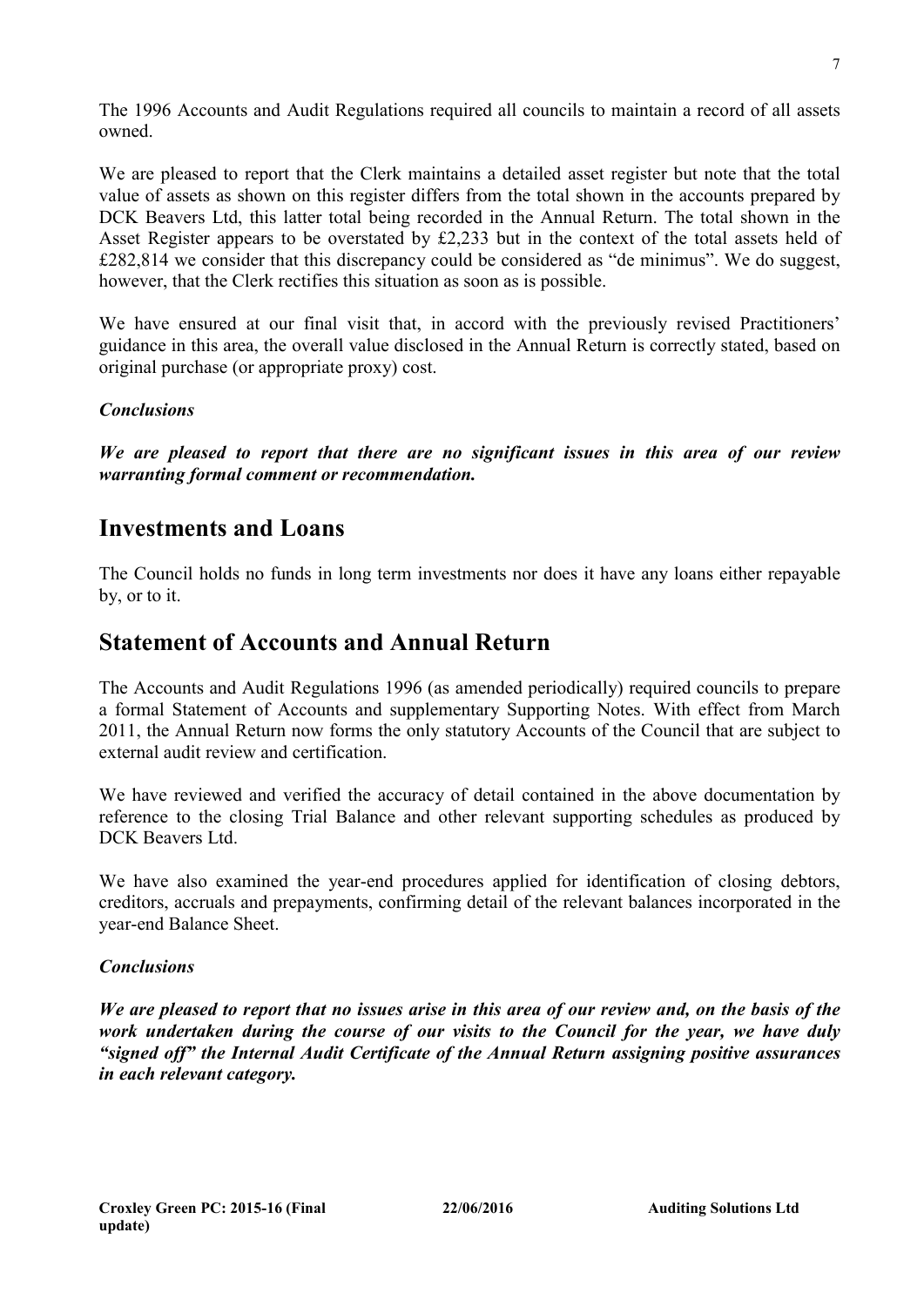The 1996 Accounts and Audit Regulations required all councils to maintain a record of all assets owned.

We are pleased to report that the Clerk maintains a detailed asset register but note that the total value of assets as shown on this register differs from the total shown in the accounts prepared by DCK Beavers Ltd, this latter total being recorded in the Annual Return. The total shown in the Asset Register appears to be overstated by £2,233 but in the context of the total assets held of £282,814 we consider that this discrepancy could be considered as "de minimus". We do suggest, however, that the Clerk rectifies this situation as soon as is possible.

We have ensured at our final visit that, in accord with the previously revised Practitioners' guidance in this area, the overall value disclosed in the Annual Return is correctly stated, based on original purchase (or appropriate proxy) cost.

### *Conclusions*

***We are pleased to report that there are no significant issues in this area of our review warranting formal comment or recommendation.***

## Investments and Loans

The Council holds no funds in long term investments nor does it have any loans either repayable by, or to it.

## Statement of Accounts and Annual Return

The Accounts and Audit Regulations 1996 (as amended periodically) required councils to prepare a formal Statement of Accounts and supplementary Supporting Notes. With effect from March 2011, the Annual Return now forms the only statutory Accounts of the Council that are subject to external audit review and certification.

We have reviewed and verified the accuracy of detail contained in the above documentation by reference to the closing Trial Balance and other relevant supporting schedules as produced by DCK Beavers Ltd.

We have also examined the year-end procedures applied for identification of closing debtors, creditors, accruals and prepayments, confirming detail of the relevant balances incorporated in the year-end Balance Sheet.

### *Conclusions*

***We are pleased to report that no issues arise in this area of our review and, on the basis of the work undertaken during the course of our visits to the Council for the year, we have duly "signed off" the Internal Audit Certificate of the Annual Return assigning positive assurances in each relevant category.***